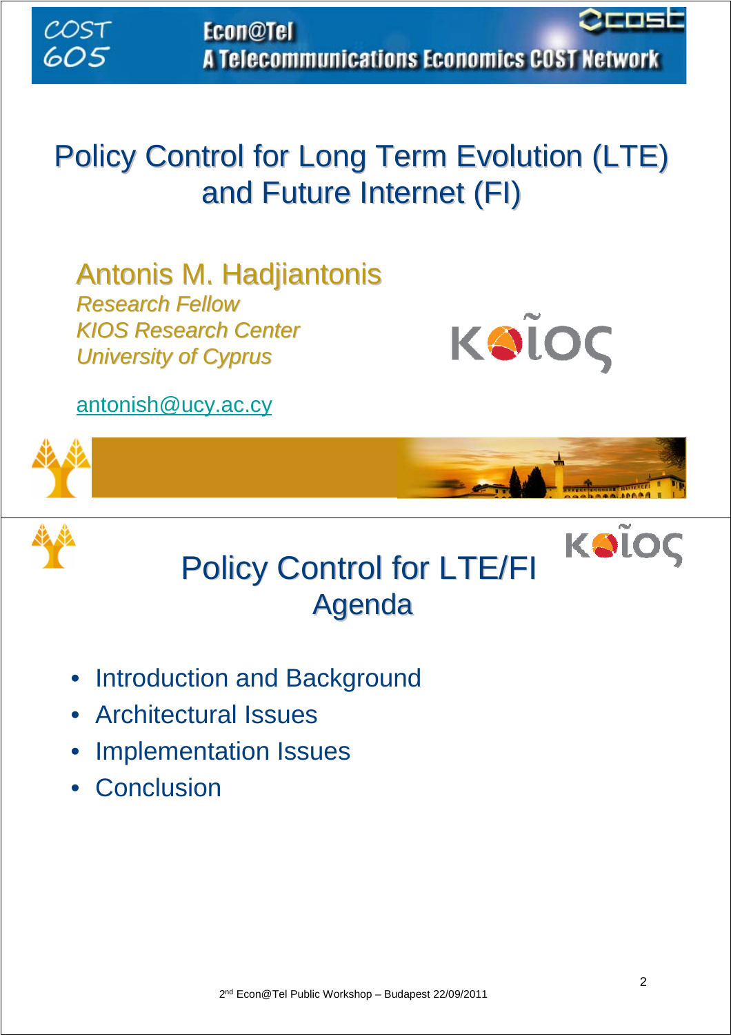COST 605

Econ@Tel
A Telecommunications Economics COST Network

# Policy Control for Long Term Evolution (LTE) and Future Internet (FI)

## Antonis M. Hadjiantonis

*Research Fellow*
*KIOS Research Center*
*University of Cyprus*

antonish@ucy.ac.cy

---

# Policy Control for LTE/FI Agenda

- Introduction and Background
- Architectural Issues
- Implementation Issues
- Conclusion

2nd Econ@Tel Public Workshop – Budapest 22/09/2011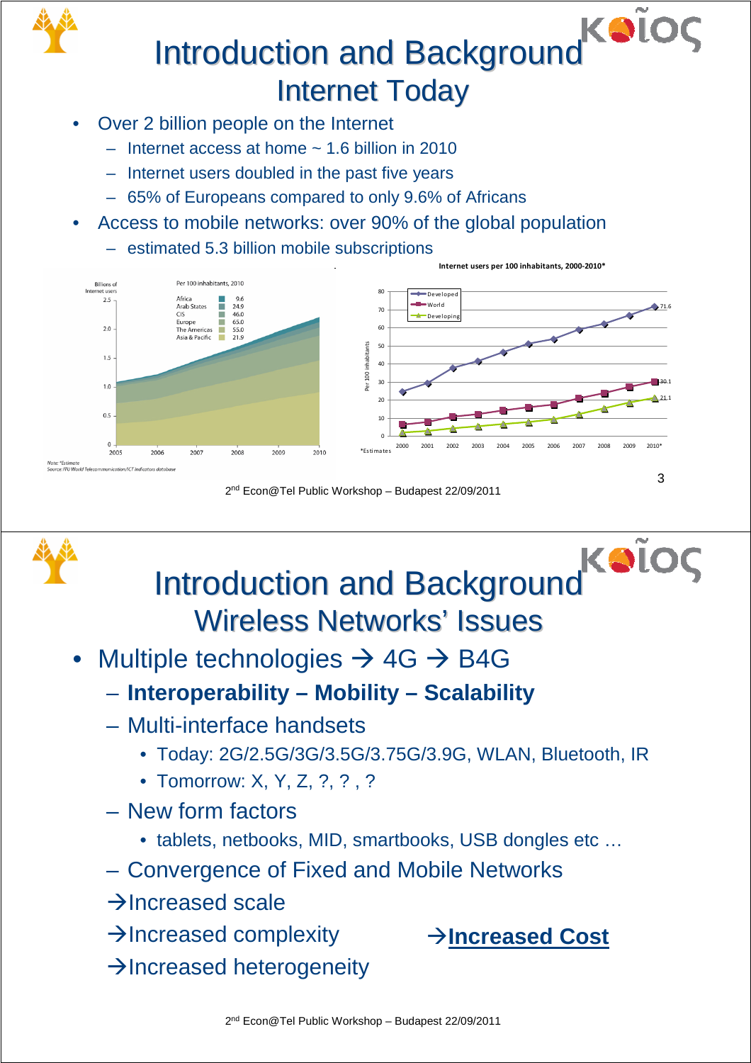# Introduction and Background

## Internet Today

- Over 2 billion people on the Internet
  - Internet access at home ~ 1.6 billion in 2010
  - Internet users doubled in the past five years
  - 65% of Europeans compared to only 9.6% of Africans
- Access to mobile networks: over 90% of the global population
  - estimated 5.3 billion mobile subscriptions

Billions of Internet users — Per 100 inhabitants, 2010

| Region | Per 100 inhabitants |
|---|---|
| Africa | 9.6 |
| Arab States | 24.9 |
| CIS | 46.0 |
| Europe | 65.0 |
| The Americas | 55.0 |
| Asia & Pacific | 21.9 |

Note: *Estimate
Source: ITU World Telecommunication/ICT Indicators database

Internet users per 100 inhabitants, 2000-2010*

Developed: 71.6 (2010*); World: 30.1 (2010*); Developing: 21.1 (2010*)

*Estimates

# Introduction and Background

## Wireless Networks' Issues

- Multiple technologies → 4G → B4G
  - **Interoperability – Mobility – Scalability**
  - Multi-interface handsets
    - Today: 2G/2.5G/3G/3.5G/3.75G/3.9G, WLAN, Bluetooth, IR
    - Tomorrow: X, Y, Z, ?, ? , ?
  - New form factors
    - tablets, netbooks, MID, smartbooks, USB dongles etc …
  - Convergence of Fixed and Mobile Networks
  - →Increased scale
  - →Increased complexity
  - →Increased heterogeneity

→**Increased Cost**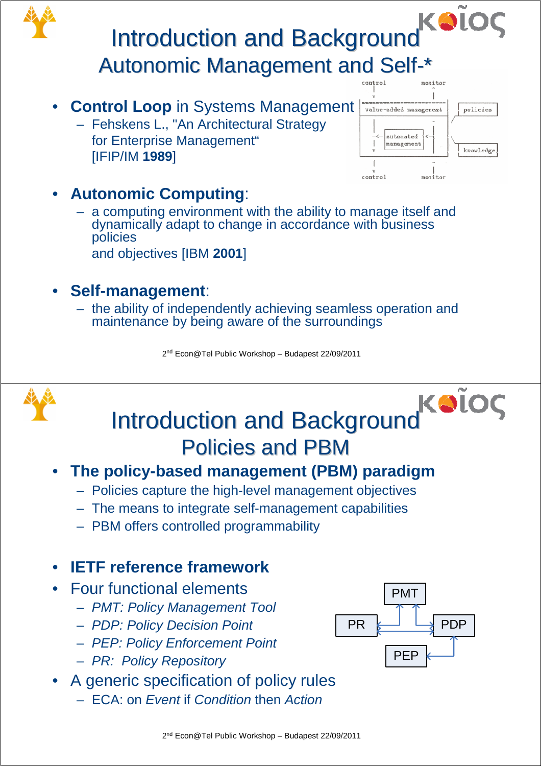# Introduction and Background

## Autonomic Management and Self-*

- **Control Loop** in Systems Management
  - Fehskens L., "An Architectural Strategy for Enterprise Management" [IFIP/IM **1989**]
- **Autonomic Computing**:
  - a computing environment with the ability to manage itself and dynamically adapt to change in accordance with business policies and objectives [IBM **2001**]
- **Self-management**:
  - the ability of independently achieving seamless operation and maintenance by being aware of the surroundings

# Introduction and Background

## Policies and PBM

- **The policy-based management (PBM) paradigm**
  - Policies capture the high-level management objectives
  - The means to integrate self-management capabilities
  - PBM offers controlled programmability
- **IETF reference framework**
- Four functional elements
  - *PMT: Policy Management Tool*
  - *PDP: Policy Decision Point*
  - *PEP: Policy Enforcement Point*
  - *PR: Policy Repository*
- A generic specification of policy rules
  - ECA: on *Event* if *Condition* then *Action*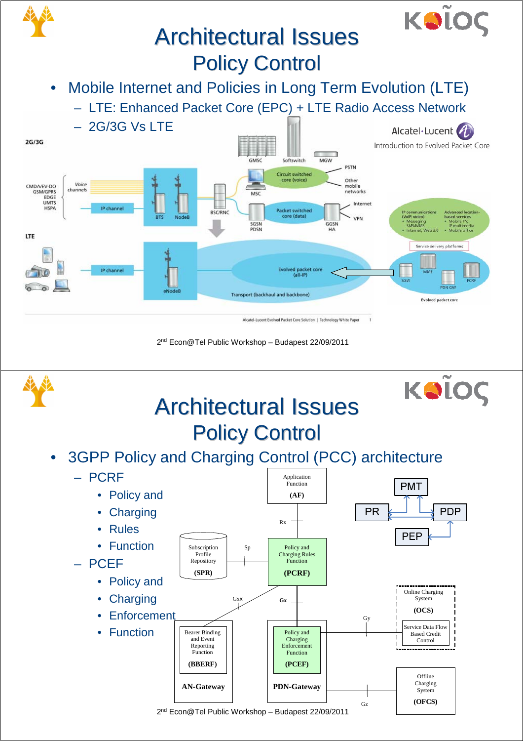# Architectural Issues
## Policy Control

- Mobile Internet and Policies in Long Term Evolution (LTE)
  - LTE: Enhanced Packet Core (EPC) + LTE Radio Access Network
  - 2G/3G Vs LTE

# Architectural Issues
## Policy Control

- 3GPP Policy and Charging Control (PCC) architecture
  - PCRF
    - Policy and
    - Charging
    - Rules
    - Function
  - PCEF
    - Policy and
    - Charging
    - Enforcement
    - Function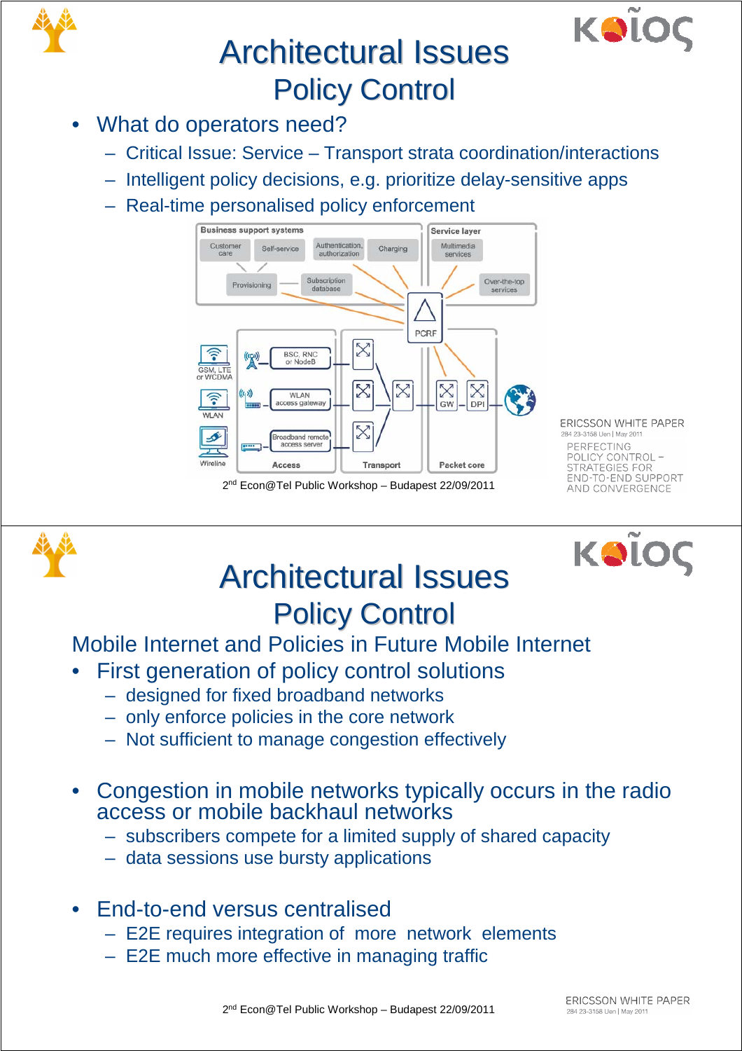# Architectural Issues
## Policy Control

- What do operators need?
  - Critical Issue: Service – Transport strata coordination/interactions
  - Intelligent policy decisions, e.g. prioritize delay-sensitive apps
  - Real-time personalised policy enforcement

ERICSSON WHITE PAPER
284 23-3158 Uen | May 2011
PERFECTING POLICY CONTROL – STRATEGIES FOR END-TO-END SUPPORT AND CONVERGENCE

# Architectural Issues
## Policy Control

Mobile Internet and Policies in Future Mobile Internet

- First generation of policy control solutions
  - designed for fixed broadband networks
  - only enforce policies in the core network
  - Not sufficient to manage congestion effectively
- Congestion in mobile networks typically occurs in the radio access or mobile backhaul networks
  - subscribers compete for a limited supply of shared capacity
  - data sessions use bursty applications
- End-to-end versus centralised
  - E2E requires integration of more network elements
  - E2E much more effective in managing traffic

ERICSSON WHITE PAPER
284 23-3158 Uen | May 2011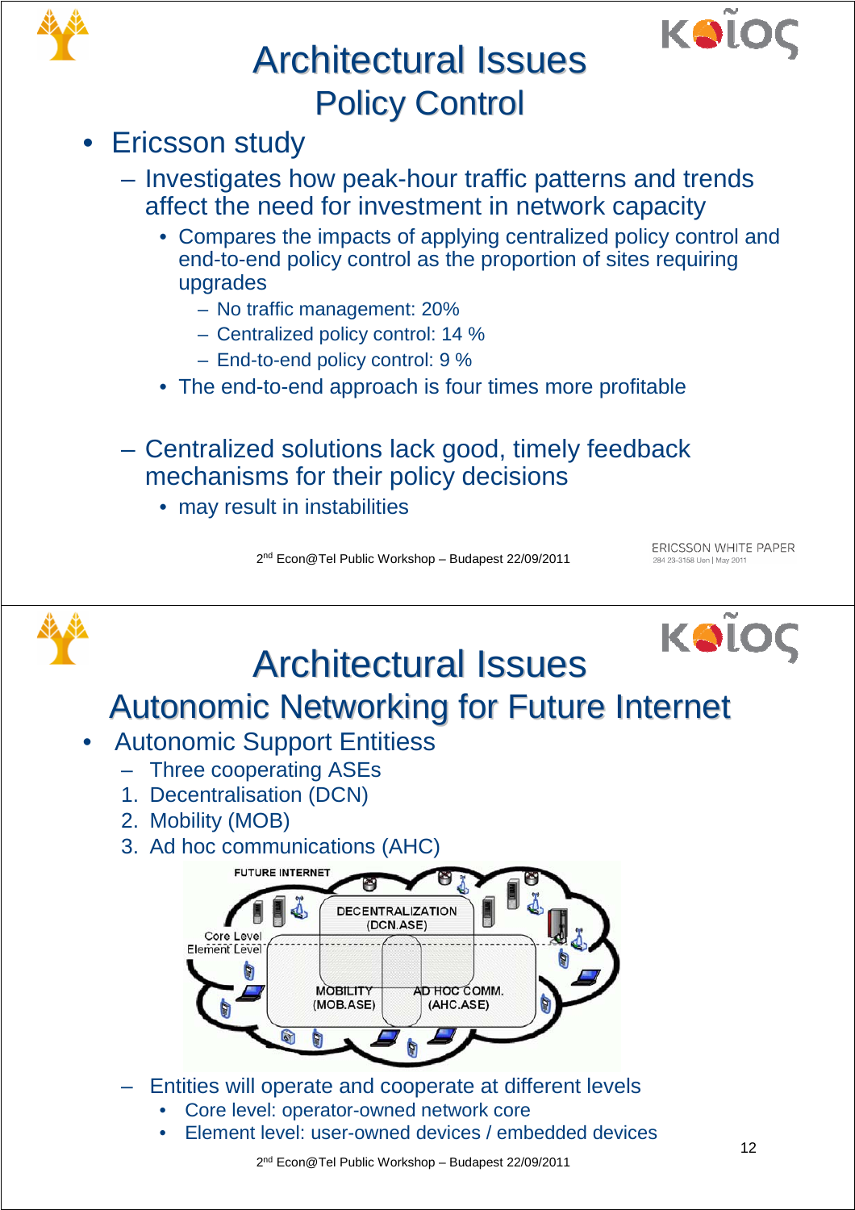# Architectural Issues
## Policy Control

- Ericsson study
  - Investigates how peak-hour traffic patterns and trends affect the need for investment in network capacity
    - Compares the impacts of applying centralized policy control and end-to-end policy control as the proportion of sites requiring upgrades
      - No traffic management: 20%
      - Centralized policy control: 14 %
      - End-to-end policy control: 9 %
    - The end-to-end approach is four times more profitable
  - Centralized solutions lack good, timely feedback mechanisms for their policy decisions
    - may result in instabilities

ERICSSON WHITE PAPER
284 23-3158 Uen | May 2011

# Architectural Issues
## Autonomic Networking for Future Internet

- Autonomic Support Entitiess
  - Three cooperating ASEs
  1. Decentralisation (DCN)
  2. Mobility (MOB)
  3. Ad hoc communications (AHC)

FUTURE INTERNET — DECENTRALIZATION (DCN.ASE) — Core Level / Element Level — MOBILITY (MOB.ASE) — AD HOC COMM. (AHC.ASE)

  - Entities will operate and cooperate at different levels
    - Core level: operator-owned network core
    - Element level: user-owned devices / embedded devices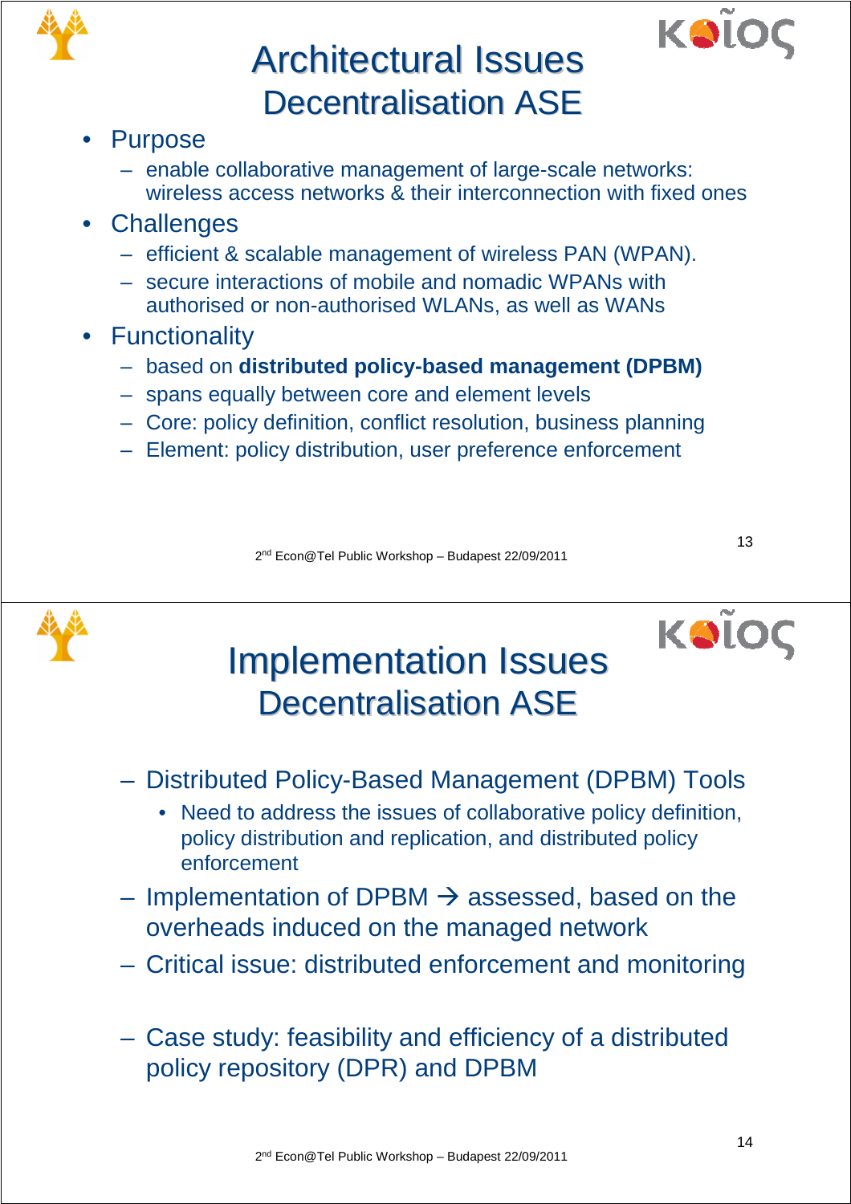# Architectural Issues
## Decentralisation ASE

- Purpose
  - enable collaborative management of large-scale networks: wireless access networks & their interconnection with fixed ones
- Challenges
  - efficient & scalable management of wireless PAN (WPAN).
  - secure interactions of mobile and nomadic WPANs with authorised or non-authorised WLANs, as well as WANs
- Functionality
  - based on **distributed policy-based management (DPBM)**
  - spans equally between core and element levels
  - Core: policy definition, conflict resolution, business planning
  - Element: policy distribution, user preference enforcement

# Implementation Issues
## Decentralisation ASE

- Distributed Policy-Based Management (DPBM) Tools
  - Need to address the issues of collaborative policy definition, policy distribution and replication, and distributed policy enforcement
- Implementation of DPBM → assessed, based on the overheads induced on the managed network
- Critical issue: distributed enforcement and monitoring
- Case study: feasibility and efficiency of a distributed policy repository (DPR) and DPBM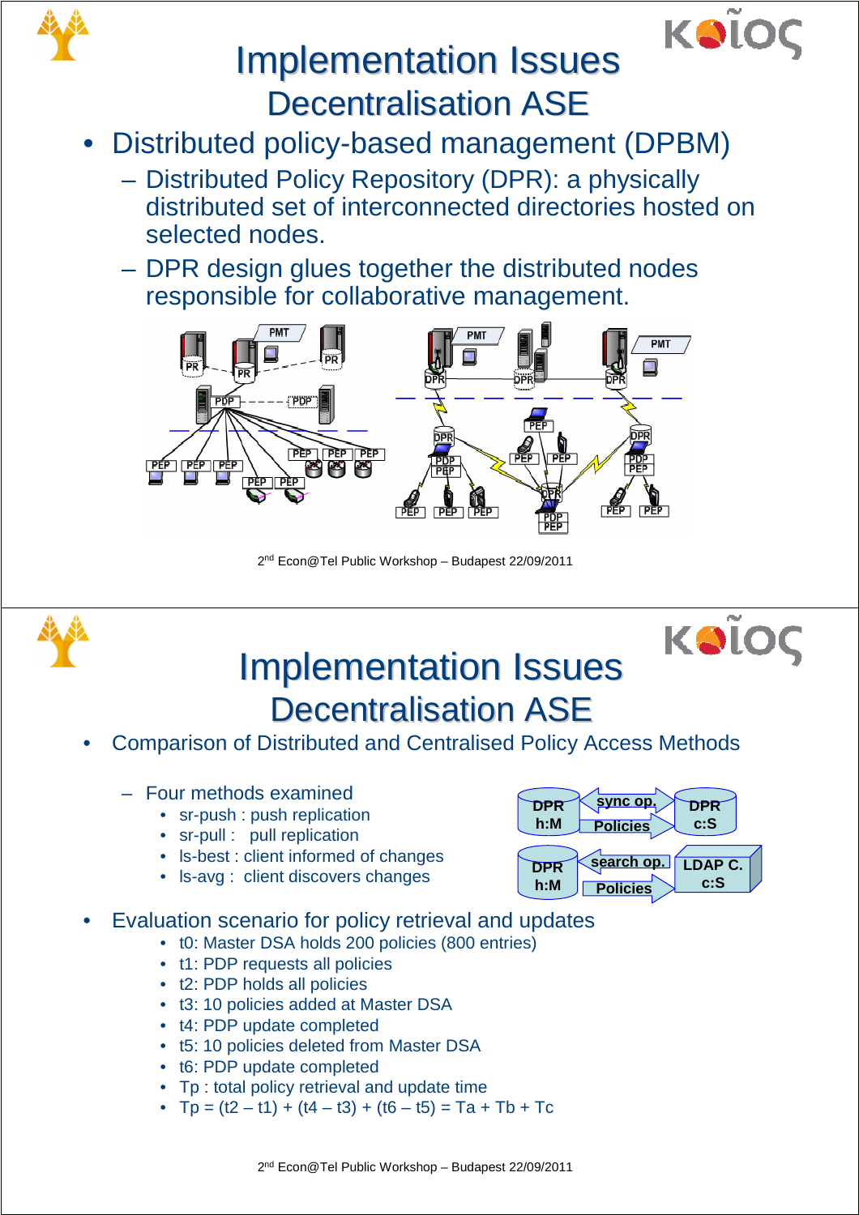# Implementation Issues
## Decentralisation ASE

- Distributed policy-based management (DPBM)
  - Distributed Policy Repository (DPR): a physically distributed set of interconnected directories hosted on selected nodes.
  - DPR design glues together the distributed nodes responsible for collaborative management.

# Implementation Issues
## Decentralisation ASE

- Comparison of Distributed and Centralised Policy Access Methods
  - Four methods examined
    - sr-push : push replication
    - sr-pull : pull replication
    - ls-best : client informed of changes
    - ls-avg : client discovers changes
- Evaluation scenario for policy retrieval and updates
  - t0: Master DSA holds 200 policies (800 entries)
  - t1: PDP requests all policies
  - t2: PDP holds all policies
  - t3: 10 policies added at Master DSA
  - t4: PDP update completed
  - t5: 10 policies deleted from Master DSA
  - t6: PDP update completed
  - Tp : total policy retrieval and update time
  - $Tp = (t2 - t1) + (t4 - t3) + (t6 - t5) = Ta + Tb + Tc$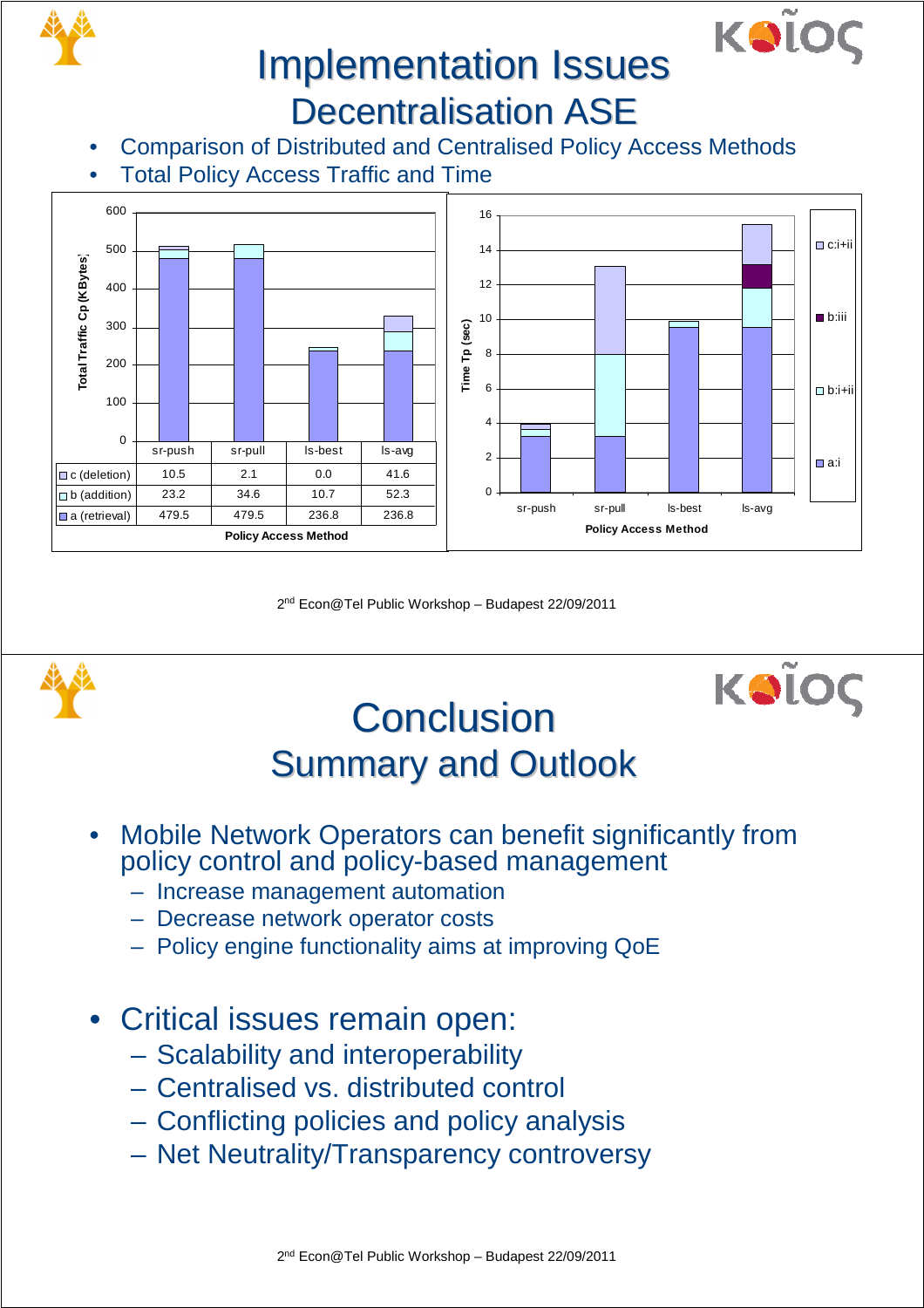# Implementation Issues

## Decentralisation ASE

- Comparison of Distributed and Centralised Policy Access Methods
- Total Policy Access Traffic and Time

| Policy Access Method | sr-push | sr-pull | ls-best | ls-avg |
|---|---|---|---|---|
| c (deletion) | 10.5 | 2.1 | 0.0 | 41.6 |
| b (addition) | 23.2 | 34.6 | 10.7 | 52.3 |
| a (retrieval) | 479.5 | 479.5 | 236.8 | 236.8 |

Total Traffic Cp (KBytes)

Time Tp (sec) — Policy Access Method: sr-push, sr-pull, ls-best, ls-avg (legend: c:i+ii, b:iii, b:i+ii, a:i)

# Conclusion

## Summary and Outlook

- Mobile Network Operators can benefit significantly from policy control and policy-based management
  - Increase management automation
  - Decrease network operator costs
  - Policy engine functionality aims at improving QoE
- Critical issues remain open:
  - Scalability and interoperability
  - Centralised vs. distributed control
  - Conflicting policies and policy analysis
  - Net Neutrality/Transparency controversy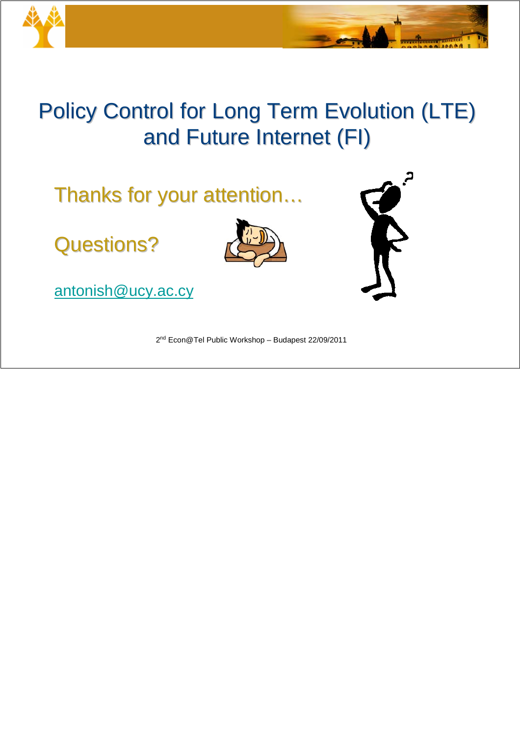# Policy Control for Long Term Evolution (LTE) and Future Internet (FI)

Thanks for your attention…

Questions?

antonish@ucy.ac.cy

2nd Econ@Tel Public Workshop – Budapest 22/09/2011